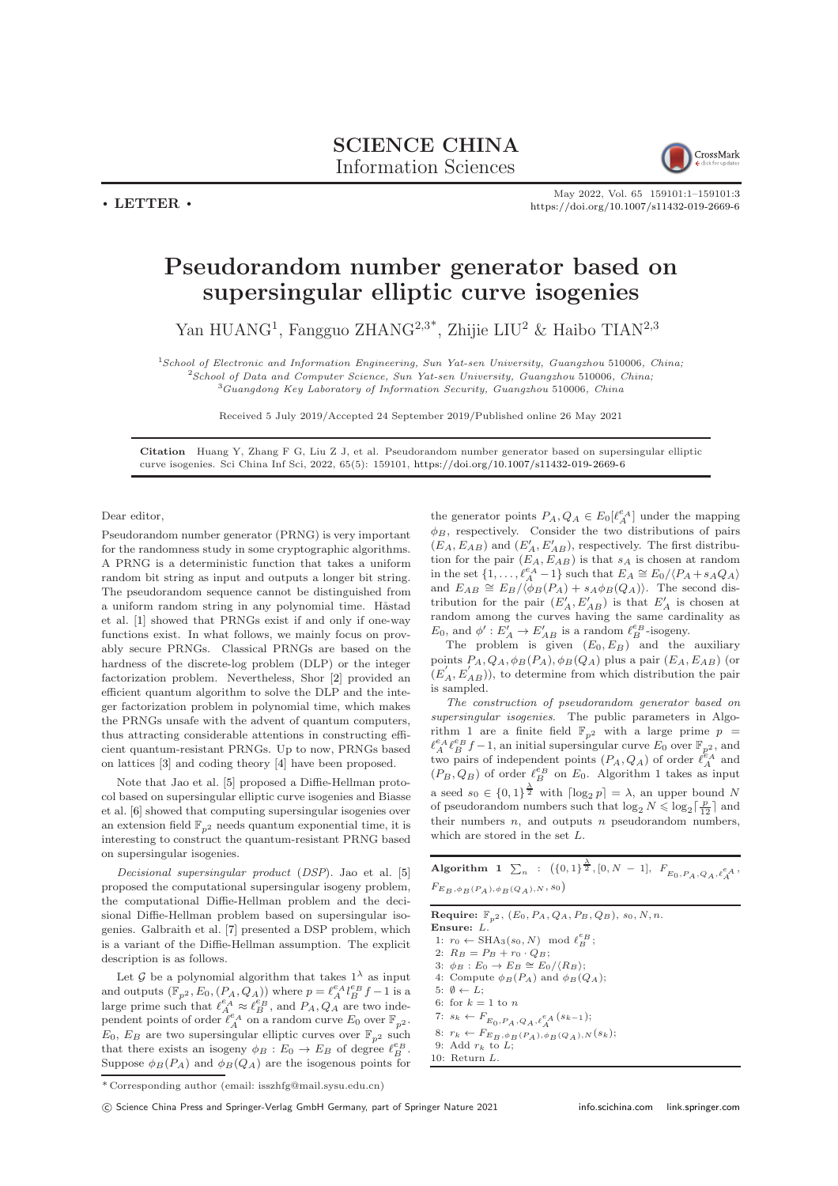**SCIENCE CHINA**
**Information Sciences**

• **LETTER** •

# Pseudorandom number generator based on supersingular elliptic curve isogenies

Yan HUANG[1], Fangguo ZHANG[2,3*], Zhijie LIU[2] & Haibo TIAN[2,3]

[1]*School of Electronic and Information Engineering, Sun Yat-sen University, Guangzhou 510006, China;*
[2]*School of Data and Computer Science, Sun Yat-sen University, Guangzhou 510006, China;*
[3]*Guangdong Key Laboratory of Information Security, Guangzhou 510006, China*

Received 5 July 2019/Accepted 24 September 2019/Published online 26 May 2021

**Citation** Huang Y, Zhang F G, Liu Z J, et al. Pseudorandom number generator based on supersingular elliptic curve isogenies. Sci China Inf Sci, 2022, 65(5): 159101, https://doi.org/10.1007/s11432-019-2669-6

Dear editor,

Pseudorandom number generator (PRNG) is very important for the randomness study in some cryptographic algorithms. A PRNG is a deterministic function that takes a uniform random bit string as input and outputs a longer bit string. The pseudorandom sequence cannot be distinguished from a uniform random string in any polynomial time. Håstad et al. [1] showed that PRNGs exist if and only if one-way functions exist. In what follows, we mainly focus on provably secure PRNGs. Classical PRNGs are based on the hardness of the discrete-log problem (DLP) or the integer factorization problem. Nevertheless, Shor [2] provided an efficient quantum algorithm to solve the DLP and the integer factorization problem in polynomial time, which makes the PRNGs unsafe with the advent of quantum computers, thus attracting considerable attentions in constructing efficient quantum-resistant PRNGs. Up to now, PRNGs based on lattices [3] and coding theory [4] have been proposed.

Note that Jao et al. [5] proposed a Diffie-Hellman protocol based on supersingular elliptic curve isogenies and Biasse et al. [6] showed that computing supersingular isogenies over an extension field $\mathbb{F}_{p^2}$ needs quantum exponential time, it is interesting to construct the quantum-resistant PRNG based on supersingular isogenies.

*Decisional supersingular product* (*DSP*). Jao et al. [5] proposed the computational supersingular isogeny problem, the computational Diffie-Hellman problem and the decisional Diffie-Hellman problem based on supersingular isogenies. Galbraith et al. [7] presented a DSP problem, which is a variant of the Diffie-Hellman assumption. The explicit description is as follows.

Let $\mathcal{G}$ be a polynomial algorithm that takes $1^\lambda$ as input and outputs $(\mathbb{F}_{p^2}, E_0, (P_A, Q_A))$ where $p = \ell_A^{e_A} \ell_B^{e_B} f - 1$ is a large prime such that $\ell_A^{e_A} \approx \ell_B^{e_B}$, and $P_A, Q_A$ are two independent points of order $\ell_A^{e_A}$ on a random curve $E_0$ over $\mathbb{F}_{p^2}$. $E_0$, $E_B$ are two supersingular elliptic curves over $\mathbb{F}_{p^2}$ such that there exists an isogeny $\phi_B : E_0 \to E_B$ of degree $\ell_B^{e_B}$. Suppose $\phi_B(P_A)$ and $\phi_B(Q_A)$ are the isogenous points for the generator points $P_A, Q_A \in E_0[\ell_A^{e_A}]$ under the mapping $\phi_B$, respectively. Consider the two distributions of pairs $(E_A, E_{AB})$ and $(E'_A, E'_{AB})$, respectively. The first distribution for the pair $(E_A, E_{AB})$ is that $s_A$ is chosen at random in the set $\{1, \ldots, \ell_A^{e_A} - 1\}$ such that $E_A \cong E_0/\langle P_A + s_A Q_A\rangle$ and $E_{AB} \cong E_B/\langle \phi_B(P_A) + s_A \phi_B(Q_A)\rangle$. The second distribution for the pair $(E'_A, E'_{AB})$ is that $E'_A$ is chosen at random among the curves having the same cardinality as $E_0$, and $\phi' : E'_A \to E'_{AB}$ is a random $\ell_B^{e_B}$-isogeny.

The problem is given $(E_0, E_B)$ and the auxiliary points $P_A, Q_A, \phi_B(P_A), \phi_B(Q_A)$ plus a pair $(E_A, E_{AB})$ (or $(E'_A, E'_{AB})$), to determine from which distribution the pair is sampled.

*The construction of pseudorandom generator based on supersingular isogenies.* The public parameters in Algorithm 1 are a finite field $\mathbb{F}_{p^2}$ with a large prime $p = \ell_A^{e_A} \ell_B^{e_B} f - 1$, an initial supersingular curve $E_0$ over $\mathbb{F}_{p^2}$, and two pairs of independent points $(P_A, Q_A)$ of order $\ell_A^{e_A}$ and $(P_B, Q_B)$ of order $\ell_B^{e_B}$ on $E_0$. Algorithm 1 takes as input a seed $s_0 \in \{0,1\}^{\frac{\lambda}{2}}$ with $\lceil \log_2 p \rceil = \lambda$, an upper bound $N$ of pseudorandom numbers such that $\log_2 N \leqslant \log_2 \lceil \frac{p}{12} \rceil$ and their numbers $n$, and outputs $n$ pseudorandom numbers, which are stored in the set $L$.

**Algorithm 1** $\sum_n$ : $(\{0,1\}^{\frac{\lambda}{2}}, [0, N-1],\ F_{E_0, P_A, Q_A, \ell_A^{e_A}},\ F_{E_B, \phi_B(P_A), \phi_B(Q_A), N}, s_0)$

**Require:** $\mathbb{F}_{p^2}$, $(E_0, P_A, Q_A, P_B, Q_B)$, $s_0$, $N$, $n$.
**Ensure:** $L$.
1: $r_0 \leftarrow \mathrm{SHA}_3(s_0, N) \mod \ell_B^{e_B}$;
2: $R_B = P_B + r_0 \cdot Q_B$;
3: $\phi_B : E_0 \to E_B \cong E_0/\langle R_B\rangle$;
4: Compute $\phi_B(P_A)$ and $\phi_B(Q_A)$;
5: $\emptyset \leftarrow L$;
6: for $k = 1$ to $n$
7: $s_k \leftarrow F_{E_0, P_A, Q_A, \ell_A^{e_A}}(s_{k-1})$;
8: $r_k \leftarrow F_{E_B, \phi_B(P_A), \phi_B(Q_A), N}(s_k)$;
9: Add $r_k$ to $L$;
10: Return $L$.

---

\* Corresponding author (email: isszhfg@mail.sysu.edu.cn)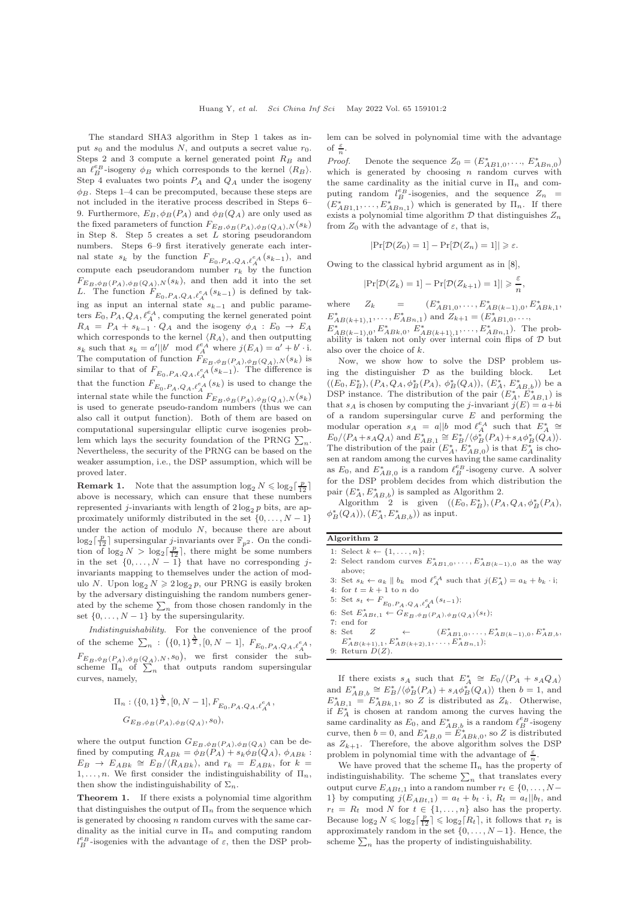The standard SHA3 algorithm in Step 1 takes as input $s_0$ and the modulus $N$, and outputs a secret value $r_0$. Steps 2 and 3 compute a kernel generated point $R_B$ and an $\ell_B^{e_B}$-isogeny $\phi_B$ which corresponds to the kernel $\langle R_B \rangle$. Step 4 evaluates two points $P_A$ and $Q_A$ under the isogeny $\phi_B$. Steps 1–4 can be precomputed, because these steps are not included in the iterative process described in Steps 6–9. Furthermore, $E_B, \phi_B(P_A)$ and $\phi_B(Q_A)$ are only used as the fixed parameters of function $F_{E_B,\phi_B(P_A),\phi_B(Q_A),N}(s_k)$ in Step 8. Step 5 creates a set $L$ storing pseudorandom numbers. Steps 6–9 first iteratively generate each internal state $s_k$ by the function $F_{E_0,P_A,Q_A,\ell_A^{e_A}}(s_{k-1})$, and compute each pseudorandom number $r_k$ by the function $F_{E_B,\phi_B(P_A),\phi_B(Q_A),N}(s_k)$, and then add it into the set $L$. The function $F_{E_0,P_A,Q_A,\ell_A^{e_A}}(s_{k-1})$ is defined by taking as input an internal state $s_{k-1}$ and public parameters $E_0, P_A, Q_A, \ell_A^{e_A}$, computing the kernel generated point $R_A = P_A + s_{k-1} \cdot Q_A$ and the isogeny $\phi_A : E_0 \to E_A$ which corresponds to the kernel $\langle R_A \rangle$, and then outputting $s_k$ such that $s_k = a' || b' \mod \ell_A^{e_A}$ where $j(E_A) = a' + b' \cdot \mathrm{i}$. The computation of function $F_{E_B,\phi_B(P_A),\phi_B(Q_A),N}(s_k)$ is similar to that of $F_{E_0,P_A,Q_A,\ell_A^{e_A}}(s_{k-1})$. The difference is that the function $F_{E_0,P_A,Q_A,\ell_A^{e_A}}(s_k)$ is used to change the internal state while the function $F_{E_B,\phi_B(P_A),\phi_B(Q_A),N}(s_k)$ is used to generate pseudo-random numbers (thus we can also call it output function). Both of them are based on computational supersingular elliptic curve isogenies problem which lays the security foundation of the PRNG $\sum_n$. Nevertheless, the security of the PRNG can be based on the weaker assumption, i.e., the DSP assumption, which will be proved later.

**Remark 1.** Note that the assumption $\log_2 N \leqslant \log_2 \lceil \frac{p}{12} \rceil$ above is necessary, which can ensure that these numbers represented $j$-invariants with length of $2\log_2 p$ bits, are approximately uniformly distributed in the set $\{0, \dots, N-1\}$ under the action of modulo $N$, because there are about $\log_2 \lceil \frac{p}{12} \rceil$ supersingular $j$-invariants over $\mathbb{F}_{p^2}$. On the condition of $\log_2 N > \log_2 \lceil \frac{p}{12} \rceil$, there might be some numbers in the set $\{0, \dots, N-1\}$ that have no corresponding $j$-invariants mapping to themselves under the action of modulo $N$. Upon $\log_2 N \geqslant 2\log_2 p$, our PRNG is easily broken by the adversary distinguishing the random numbers generated by the scheme $\sum_n$ from those chosen randomly in the set $\{0, \dots, N-1\}$ by the supersingularity.

*Indistinguishability.* For the convenience of the proof of the scheme $\sum_n$ : $(\{0,1\}^{\frac{\lambda}{2}}, [0, N-1], F_{E_0,P_A,Q_A,\ell_A^{e_A}}, F_{E_B,\phi_B(P_A),\phi_B(Q_A),N}, s_0)$, we first consider the subscheme $\Pi_n$ of $\sum_n$ that outputs random supersingular curves, namely,

$$\Pi_n : (\{0,1\}^{\frac{\lambda}{2}}, [0, N-1], F_{E_0,P_A,Q_A,\ell_A^{e_A}}, G_{E_B,\phi_B(P_A),\phi_B(Q_A)}, s_0),$$

where the output function $G_{E_B,\phi_B(P_A),\phi_B(Q_A)}$ can be defined by computing $R_{ABk} = \phi_B(P_A) + s_k \phi_B(Q_A)$, $\phi_{ABk} : E_B \to E_{ABk} \cong E_B / \langle R_{ABk} \rangle$, and $r_k = E_{ABk}$, for $k = 1, \dots, n$. We first consider the indistinguishability of $\Pi_n$, then show the indistinguishability of $\Sigma_n$.

**Theorem 1.** If there exists a polynomial time algorithm that distinguishes the output of $\Pi_n$ from the sequence which is generated by choosing $n$ random curves with the same cardinality as the initial curve in $\Pi_n$ and computing random $l_B^{e_B}$-isogenies with the advantage of $\varepsilon$, then the DSP problem can be solved in polynomial time with the advantage of $\frac{\varepsilon}{n}$.

*Proof.* Denote the sequence $Z_0 = (E^*_{AB1,0}, \dots, E^*_{ABn,0})$ which is generated by choosing $n$ random curves with the same cardinality as the initial curve in $\Pi_n$ and computing random $\ell_B^{e_B}$-isogenies, and the sequence $Z_n = (E^*_{AB1,1}, \dots, E^*_{ABn,1})$ which is generated by $\Pi_n$. If there exists a polynomial time algorithm $\mathcal{D}$ that distinguishes $Z_n$ from $Z_0$ with the advantage of $\varepsilon$, that is,

$$|\Pr[\mathcal{D}(Z_0) = 1] - \Pr[\mathcal{D}(Z_n) = 1]| \geqslant \varepsilon.$$

Owing to the classical hybrid argument as in [8],

$$|\Pr[\mathcal{D}(Z_k) = 1] - \Pr[\mathcal{D}(Z_{k+1}) = 1]| \geqslant \frac{\varepsilon}{n},$$

where $Z_k = (E^*_{AB1,0}, \dots, E^*_{AB(k-1),0}, E^*_{ABk,1}, E^*_{AB(k+1),1}, \dots, E^*_{ABn,1})$ and $Z_{k+1} = (E^*_{AB1,0}, \dots, E^*_{AB(k-1),0}, E^*_{ABk,0}, E^*_{AB(k+1),1}, \dots, E^*_{ABn,1})$. The probability is taken not only over internal coin flips of $\mathcal{D}$ but also over the choice of $k$.

Now, we show how to solve the DSP problem using the distinguisher $\mathcal{D}$ as the building block. Let $((E_0, E_B^*), (P_A, Q_A, \phi_B^*(P_A), \phi_B^*(Q_A)), (E_A^*, E^*_{AB,b}))$ be a DSP instance. The distribution of the pair $(E_A^*, E^*_{AB,1})$ is that $s_A$ is chosen by computing the $j$-invariant $j(E) = a + b\mathrm{i}$ of a random supersingular curve $E$ and performing the modular operation $s_A = a || b \mod \ell_A^{e_A}$ such that $E_A^* \cong E_0 / \langle P_A + s_A Q_A \rangle$ and $E^*_{AB,1} \cong E_B^* / \langle \phi_B^*(P_A) + s_A \phi_B^*(Q_A) \rangle$. The distribution of the pair $(E_A^*, E^*_{AB,0})$ is that $E_A^*$ is chosen at random among the curves having the same cardinality as $E_0$, and $E^*_{AB,0}$ is a random $\ell_B^{e_B}$-isogeny curve. A solver for the DSP problem decides from which distribution the pair $(E_A^*, E^*_{AB,b})$ is sampled as Algorithm 2.

Algorithm 2 is given $((E_0, E_B^*), (P_A, Q_A, \phi_B^*(P_A), \phi_B^*(Q_A)), (E_A^*, E^*_{AB,b}))$ as input.

**Algorithm 2**

```
1: Select k ← {1,...,n};
2: Select random curves E*_{AB1,0},...,E*_{AB(k-1),0} as the way above;
3: Set s_k ← a_k || b_k mod ℓ_A^{e_A} such that j(E*_A) = a_k + b_k · i;
4: for t = k + 1 to n do
5:   Set s_t ← F_{E_0,P_A,Q_A,ℓ_A^{e_A}}(s_{t-1});
6:   Set E*_{ABt,1} ← G_{E_B,φ_B(P_A),φ_B(Q_A)}(s_t);
7: end for
8: Set Z ← (E*_{AB1,0},...,E*_{AB(k-1),0}, E*_{AB,b}, E*_{AB(k+1),1}, E*_{AB(k+2),1},...,E*_{ABn,1});
9: Return D(Z).
```

If there exists $s_A$ such that $E_A^* \cong E_0 / \langle P_A + s_A Q_A \rangle$ and $E^*_{AB,b} \cong E_B^* / \langle \phi_B^*(P_A) + s_A \phi_B^*(Q_A) \rangle$ then $b = 1$, and $E^*_{AB,1} = E^*_{ABk,1}$, so $Z$ is distributed as $Z_k$. Otherwise, if $E_A^*$ is chosen at random among the curves having the same cardinality as $E_0$, and $E^*_{AB,b}$ is a random $\ell_B^{e_B}$-isogeny curve, then $b = 0$, and $E^*_{AB,0} = E^*_{ABk,0}$, so $Z$ is distributed as $Z_{k+1}$. Therefore, the above algorithm solves the DSP problem in polynomial time with the advantage of $\frac{\varepsilon}{n}$.

We have proved that the scheme $\Pi_n$ has the property of indistinguishability. The scheme $\sum_n$ that translates every output curve $E_{ABt,1}$ into a random number $r_t \in \{0, \dots, N-1\}$ by computing $j(E_{ABt,1}) = a_t + b_t \cdot \mathrm{i}$, $R_t = a_t || b_t$, and $r_t = R_t \mod N$ for $t \in \{1, \dots, n\}$ also has the property. Because $\log_2 N \leqslant \log_2 \lceil \frac{p}{12} \rceil \leqslant \log_2 \lceil R_t \rceil$, it follows that $r_t$ is approximately random in the set $\{0, \dots, N-1\}$. Hence, the scheme $\sum_n$ has the property of indistinguishability.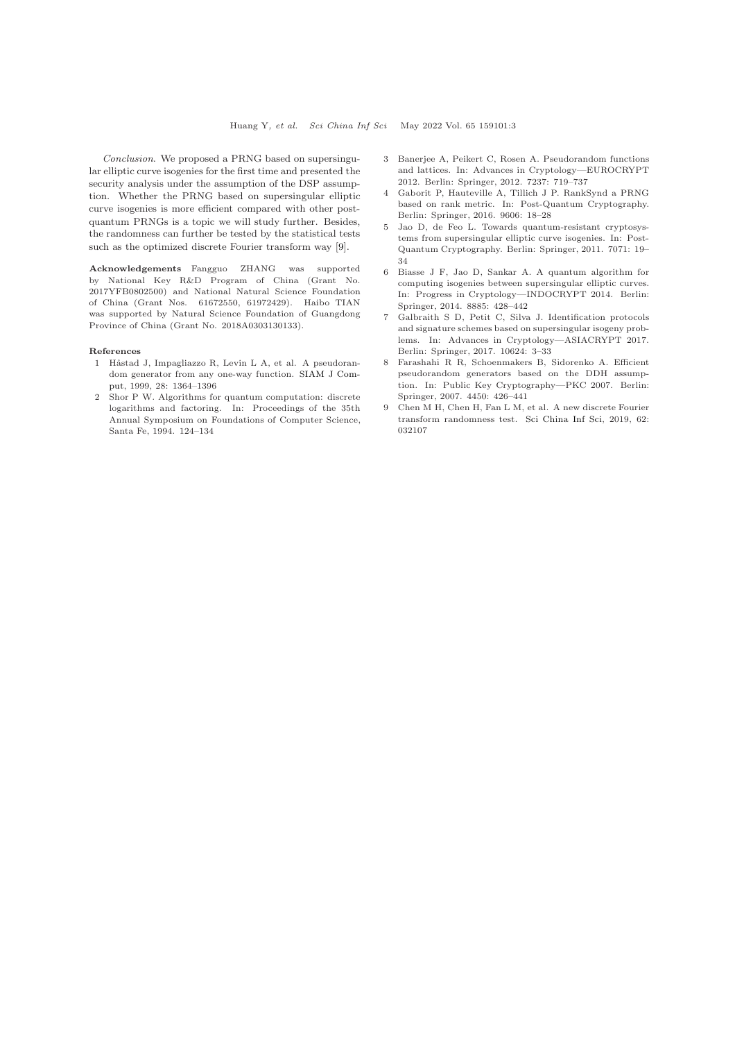*Conclusion*. We proposed a PRNG based on supersingular elliptic curve isogenies for the first time and presented the security analysis under the assumption of the DSP assumption. Whether the PRNG based on supersingular elliptic curve isogenies is more efficient compared with other post-quantum PRNGs is a topic we will study further. Besides, the randomness can further be tested by the statistical tests such as the optimized discrete Fourier transform way [9].

**Acknowledgements** Fangguo ZHANG was supported by National Key R&D Program of China (Grant No. 2017YFB0802500) and National Natural Science Foundation of China (Grant Nos. 61672550, 61972429). Haibo TIAN was supported by Natural Science Foundation of Guangdong Province of China (Grant No. 2018A0303130133).

**References**

1 Håstad J, Impagliazzo R, Levin L A, et al. A pseudorandom generator from any one-way function. SIAM J Comput, 1999, 28: 1364–1396

2 Shor P W. Algorithms for quantum computation: discrete logarithms and factoring. In: Proceedings of the 35th Annual Symposium on Foundations of Computer Science, Santa Fe, 1994. 124–134

3 Banerjee A, Peikert C, Rosen A. Pseudorandom functions and lattices. In: Advances in Cryptology—EUROCRYPT 2012. Berlin: Springer, 2012. 7237: 719–737

4 Gaborit P, Hauteville A, Tillich J P. RankSynd a PRNG based on rank metric. In: Post-Quantum Cryptography. Berlin: Springer, 2016. 9606: 18–28

5 Jao D, de Feo L. Towards quantum-resistant cryptosystems from supersingular elliptic curve isogenies. In: Post-Quantum Cryptography. Berlin: Springer, 2011. 7071: 19–34

6 Biasse J F, Jao D, Sankar A. A quantum algorithm for computing isogenies between supersingular elliptic curves. In: Progress in Cryptology—INDOCRYPT 2014. Berlin: Springer, 2014. 8885: 428–442

7 Galbraith S D, Petit C, Silva J. Identification protocols and signature schemes based on supersingular isogeny problems. In: Advances in Cryptology—ASIACRYPT 2017. Berlin: Springer, 2017. 10624: 3–33

8 Farashahi R R, Schoenmakers B, Sidorenko A. Efficient pseudorandom generators based on the DDH assumption. In: Public Key Cryptography—PKC 2007. Berlin: Springer, 2007. 4450: 426–441

9 Chen M H, Chen H, Fan L M, et al. A new discrete Fourier transform randomness test. Sci China Inf Sci, 2019, 62: 032107